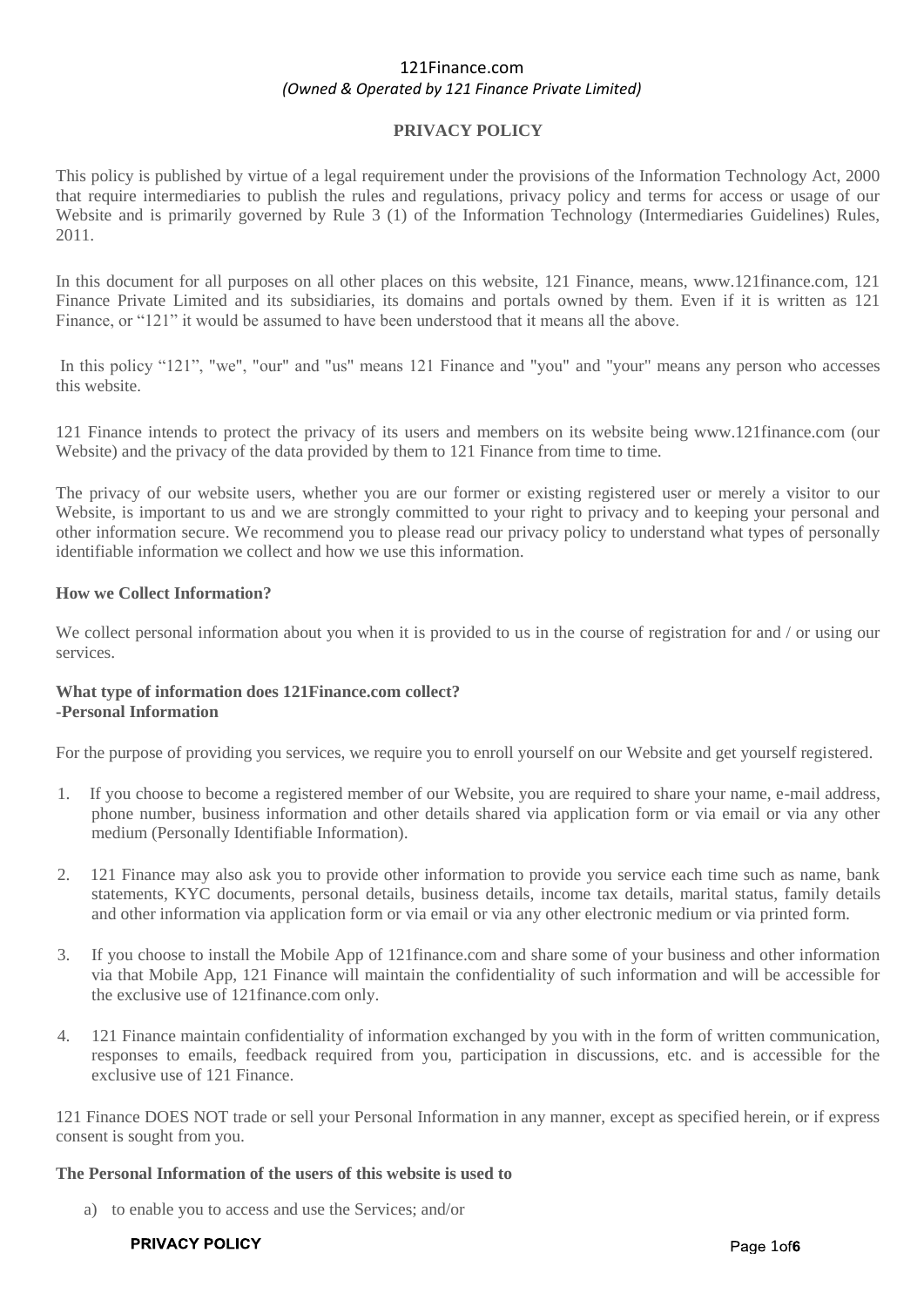121Finance.com

*(Owned & Operated by 121 Finance Private Limited)*

# PRIVACY POLICY

This policy is published by virtue of a legal requirement under the provisions of the Information Technology Act, 2000 that require intermediaries to publish the rules and regulations, privacy policy and terms for access or usage of our Website and is primarily governed by Rule 3 (1) of the Information Technology (Intermediaries Guidelines) Rules, 2011.

In this document for all purposes on all other places on this website, 121 Finance, means, www.121finance.com, 121 Finance Private Limited and its subsidiaries, its domains and portals owned by them. Even if it is written as 121 Finance, or "121" it would be assumed to have been understood that it means all the above.

In this policy "121", "we", "our" and "us" means 121 Finance and "you" and "your" means any person who accesses this website.

121 Finance intends to protect the privacy of its users and members on its website being www.121finance.com (our Website) and the privacy of the data provided by them to 121 Finance from time to time.

The privacy of our website users, whether you are our former or existing registered user or merely a visitor to our Website, is important to us and we are strongly committed to your right to privacy and to keeping your personal and other information secure. We recommend you to please read our privacy policy to understand what types of personally identifiable information we collect and how we use this information.

**How we Collect Information?**

We collect personal information about you when it is provided to us in the course of registration for and / or using our services.

**What type of information does 121Finance.com collect?**
**-Personal Information**

For the purpose of providing you services, we require you to enroll yourself on our Website and get yourself registered.

1. If you choose to become a registered member of our Website, you are required to share your name, e-mail address, phone number, business information and other details shared via application form or via email or via any other medium (Personally Identifiable Information).

2. 121 Finance may also ask you to provide other information to provide you service each time such as name, bank statements, KYC documents, personal details, business details, income tax details, marital status, family details and other information via application form or via email or via any other electronic medium or via printed form.

3. If you choose to install the Mobile App of 121finance.com and share some of your business and other information via that Mobile App, 121 Finance will maintain the confidentiality of such information and will be accessible for the exclusive use of 121finance.com only.

4. 121 Finance maintain confidentiality of information exchanged by you with in the form of written communication, responses to emails, feedback required from you, participation in discussions, etc. and is accessible for the exclusive use of 121 Finance.

121 Finance DOES NOT trade or sell your Personal Information in any manner, except as specified herein, or if express consent is sought from you.

**The Personal Information of the users of this website is used to**

a) to enable you to access and use the Services; and/or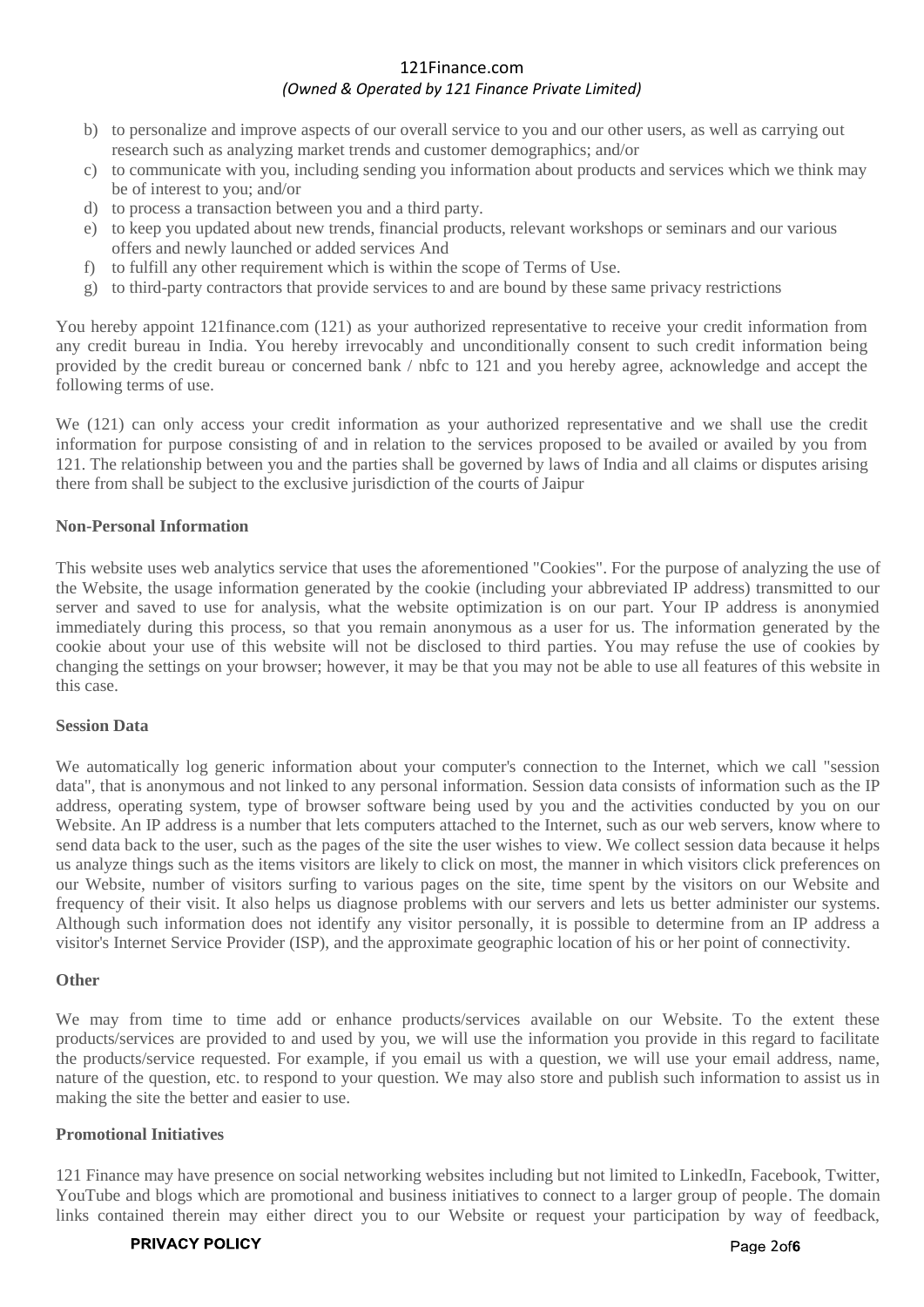b) to personalize and improve aspects of our overall service to you and our other users, as well as carrying out research such as analyzing market trends and customer demographics; and/or
c) to communicate with you, including sending you information about products and services which we think may be of interest to you; and/or
d) to process a transaction between you and a third party.
e) to keep you updated about new trends, financial products, relevant workshops or seminars and our various offers and newly launched or added services And
f) to fulfill any other requirement which is within the scope of Terms of Use.
g) to third-party contractors that provide services to and are bound by these same privacy restrictions

You hereby appoint 121finance.com (121) as your authorized representative to receive your credit information from any credit bureau in India. You hereby irrevocably and unconditionally consent to such credit information being provided by the credit bureau or concerned bank / nbfc to 121 and you hereby agree, acknowledge and accept the following terms of use.

We (121) can only access your credit information as your authorized representative and we shall use the credit information for purpose consisting of and in relation to the services proposed to be availed or availed by you from 121. The relationship between you and the parties shall be governed by laws of India and all claims or disputes arising there from shall be subject to the exclusive jurisdiction of the courts of Jaipur

**Non-Personal Information**

This website uses web analytics service that uses the aforementioned "Cookies". For the purpose of analyzing the use of the Website, the usage information generated by the cookie (including your abbreviated IP address) transmitted to our server and saved to use for analysis, what the website optimization is on our part. Your IP address is anonymied immediately during this process, so that you remain anonymous as a user for us. The information generated by the cookie about your use of this website will not be disclosed to third parties. You may refuse the use of cookies by changing the settings on your browser; however, it may be that you may not be able to use all features of this website in this case.

**Session Data**

We automatically log generic information about your computer's connection to the Internet, which we call "session data", that is anonymous and not linked to any personal information. Session data consists of information such as the IP address, operating system, type of browser software being used by you and the activities conducted by you on our Website. An IP address is a number that lets computers attached to the Internet, such as our web servers, know where to send data back to the user, such as the pages of the site the user wishes to view. We collect session data because it helps us analyze things such as the items visitors are likely to click on most, the manner in which visitors click preferences on our Website, number of visitors surfing to various pages on the site, time spent by the visitors on our Website and frequency of their visit. It also helps us diagnose problems with our servers and lets us better administer our systems. Although such information does not identify any visitor personally, it is possible to determine from an IP address a visitor's Internet Service Provider (ISP), and the approximate geographic location of his or her point of connectivity.

**Other**

We may from time to time add or enhance products/services available on our Website. To the extent these products/services are provided to and used by you, we will use the information you provide in this regard to facilitate the products/service requested. For example, if you email us with a question, we will use your email address, name, nature of the question, etc. to respond to your question. We may also store and publish such information to assist us in making the site the better and easier to use.

**Promotional Initiatives**

121 Finance may have presence on social networking websites including but not limited to LinkedIn, Facebook, Twitter, YouTube and blogs which are promotional and business initiatives to connect to a larger group of people. The domain links contained therein may either direct you to our Website or request your participation by way of feedback,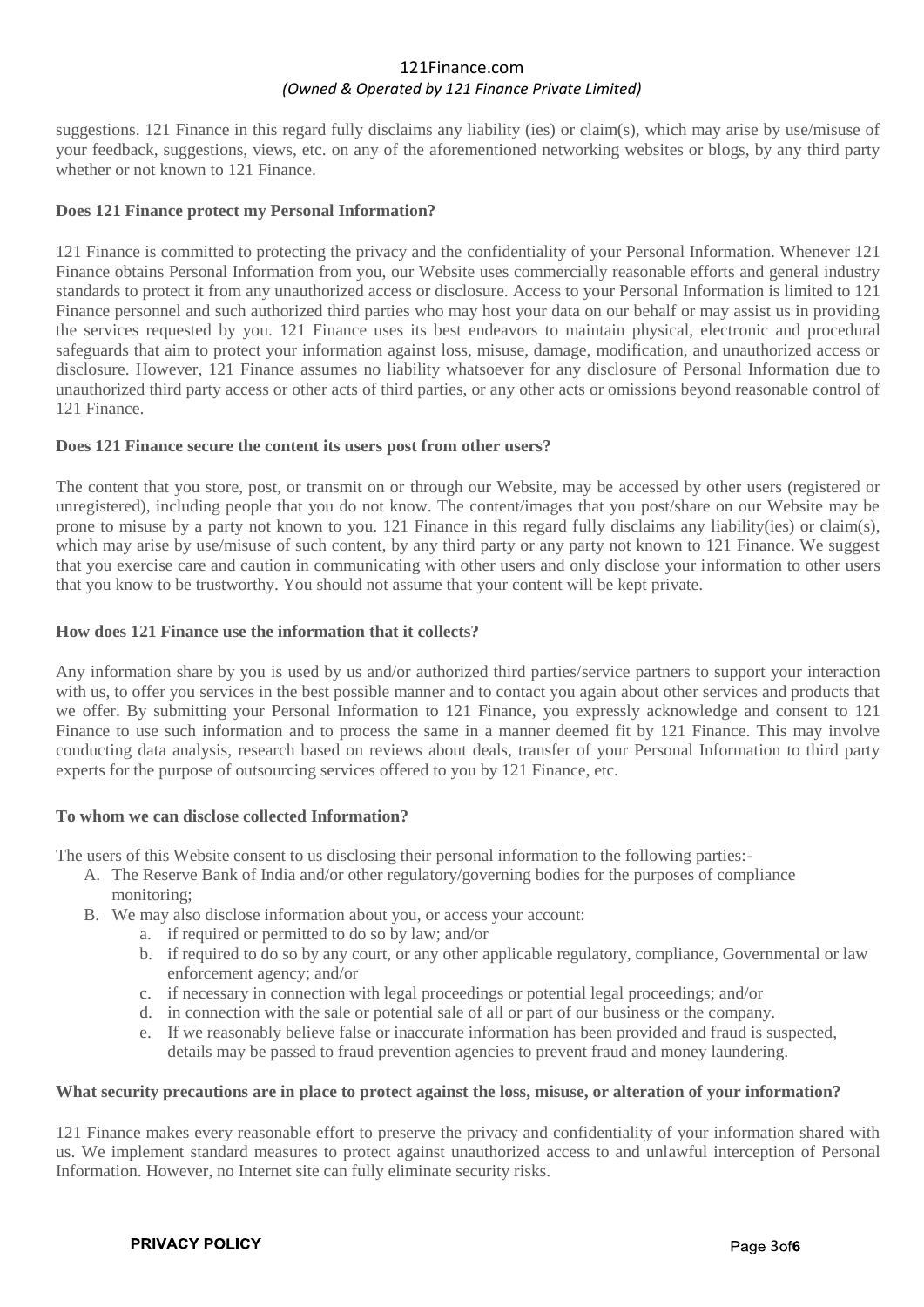suggestions. 121 Finance in this regard fully disclaims any liability (ies) or claim(s), which may arise by use/misuse of your feedback, suggestions, views, etc. on any of the aforementioned networking websites or blogs, by any third party whether or not known to 121 Finance.

**Does 121 Finance protect my Personal Information?**

121 Finance is committed to protecting the privacy and the confidentiality of your Personal Information. Whenever 121 Finance obtains Personal Information from you, our Website uses commercially reasonable efforts and general industry standards to protect it from any unauthorized access or disclosure. Access to your Personal Information is limited to 121 Finance personnel and such authorized third parties who may host your data on our behalf or may assist us in providing the services requested by you. 121 Finance uses its best endeavors to maintain physical, electronic and procedural safeguards that aim to protect your information against loss, misuse, damage, modification, and unauthorized access or disclosure. However, 121 Finance assumes no liability whatsoever for any disclosure of Personal Information due to unauthorized third party access or other acts of third parties, or any other acts or omissions beyond reasonable control of 121 Finance.

**Does 121 Finance secure the content its users post from other users?**

The content that you store, post, or transmit on or through our Website, may be accessed by other users (registered or unregistered), including people that you do not know. The content/images that you post/share on our Website may be prone to misuse by a party not known to you. 121 Finance in this regard fully disclaims any liability(ies) or claim(s), which may arise by use/misuse of such content, by any third party or any party not known to 121 Finance. We suggest that you exercise care and caution in communicating with other users and only disclose your information to other users that you know to be trustworthy. You should not assume that your content will be kept private.

**How does 121 Finance use the information that it collects?**

Any information share by you is used by us and/or authorized third parties/service partners to support your interaction with us, to offer you services in the best possible manner and to contact you again about other services and products that we offer. By submitting your Personal Information to 121 Finance, you expressly acknowledge and consent to 121 Finance to use such information and to process the same in a manner deemed fit by 121 Finance. This may involve conducting data analysis, research based on reviews about deals, transfer of your Personal Information to third party experts for the purpose of outsourcing services offered to you by 121 Finance, etc.

**To whom we can disclose collected Information?**

The users of this Website consent to us disclosing their personal information to the following parties:-

A. The Reserve Bank of India and/or other regulatory/governing bodies for the purposes of compliance monitoring;
B. We may also disclose information about you, or access your account:
   a. if required or permitted to do so by law; and/or
   b. if required to do so by any court, or any other applicable regulatory, compliance, Governmental or law enforcement agency; and/or
   c. if necessary in connection with legal proceedings or potential legal proceedings; and/or
   d. in connection with the sale or potential sale of all or part of our business or the company.
   e. If we reasonably believe false or inaccurate information has been provided and fraud is suspected, details may be passed to fraud prevention agencies to prevent fraud and money laundering.

**What security precautions are in place to protect against the loss, misuse, or alteration of your information?**

121 Finance makes every reasonable effort to preserve the privacy and confidentiality of your information shared with us. We implement standard measures to protect against unauthorized access to and unlawful interception of Personal Information. However, no Internet site can fully eliminate security risks.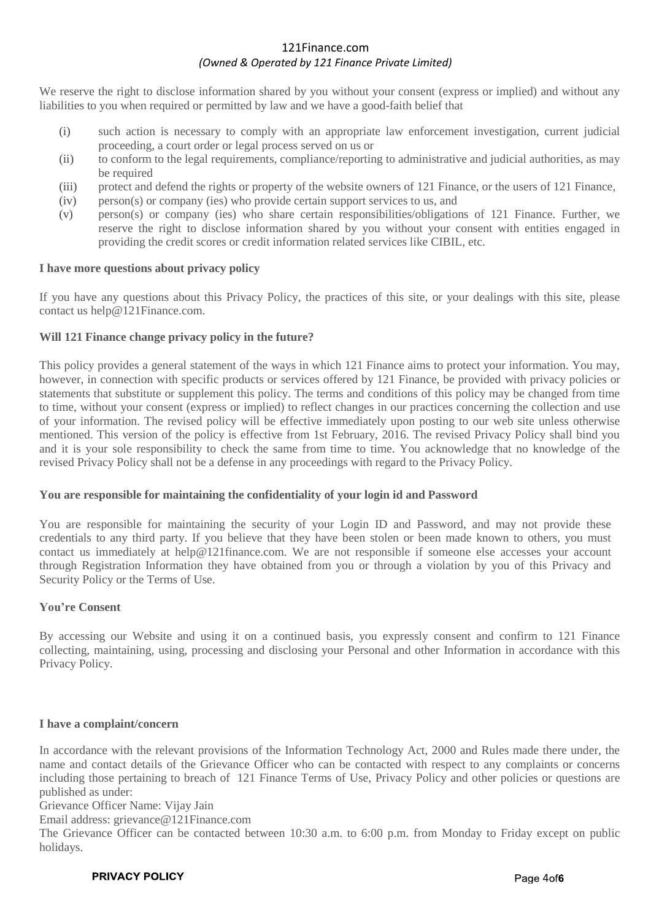We reserve the right to disclose information shared by you without your consent (express or implied) and without any liabilities to you when required or permitted by law and we have a good-faith belief that

(i) such action is necessary to comply with an appropriate law enforcement investigation, current judicial proceeding, a court order or legal process served on us or
(ii) to conform to the legal requirements, compliance/reporting to administrative and judicial authorities, as may be required
(iii) protect and defend the rights or property of the website owners of 121 Finance, or the users of 121 Finance,
(iv) person(s) or company (ies) who provide certain support services to us, and
(v) person(s) or company (ies) who share certain responsibilities/obligations of 121 Finance. Further, we reserve the right to disclose information shared by you without your consent with entities engaged in providing the credit scores or credit information related services like CIBIL, etc.

**I have more questions about privacy policy**

If you have any questions about this Privacy Policy, the practices of this site, or your dealings with this site, please contact us help@121Finance.com.

**Will 121 Finance change privacy policy in the future?**

This policy provides a general statement of the ways in which 121 Finance aims to protect your information. You may, however, in connection with specific products or services offered by 121 Finance, be provided with privacy policies or statements that substitute or supplement this policy. The terms and conditions of this policy may be changed from time to time, without your consent (express or implied) to reflect changes in our practices concerning the collection and use of your information. The revised policy will be effective immediately upon posting to our web site unless otherwise mentioned. This version of the policy is effective from 1st February, 2016. The revised Privacy Policy shall bind you and it is your sole responsibility to check the same from time to time. You acknowledge that no knowledge of the revised Privacy Policy shall not be a defense in any proceedings with regard to the Privacy Policy.

**You are responsible for maintaining the confidentiality of your login id and Password**

You are responsible for maintaining the security of your Login ID and Password, and may not provide these credentials to any third party. If you believe that they have been stolen or been made known to others, you must contact us immediately at help@121finance.com. We are not responsible if someone else accesses your account through Registration Information they have obtained from you or through a violation by you of this Privacy and Security Policy or the Terms of Use.

**You're Consent**

By accessing our Website and using it on a continued basis, you expressly consent and confirm to 121 Finance collecting, maintaining, using, processing and disclosing your Personal and other Information in accordance with this Privacy Policy.

**I have a complaint/concern**

In accordance with the relevant provisions of the Information Technology Act, 2000 and Rules made there under, the name and contact details of the Grievance Officer who can be contacted with respect to any complaints or concerns including those pertaining to breach of 121 Finance Terms of Use, Privacy Policy and other policies or questions are published as under:

Grievance Officer Name: Vijay Jain

Email address: grievance@121Finance.com

The Grievance Officer can be contacted between 10:30 a.m. to 6:00 p.m. from Monday to Friday except on public holidays.